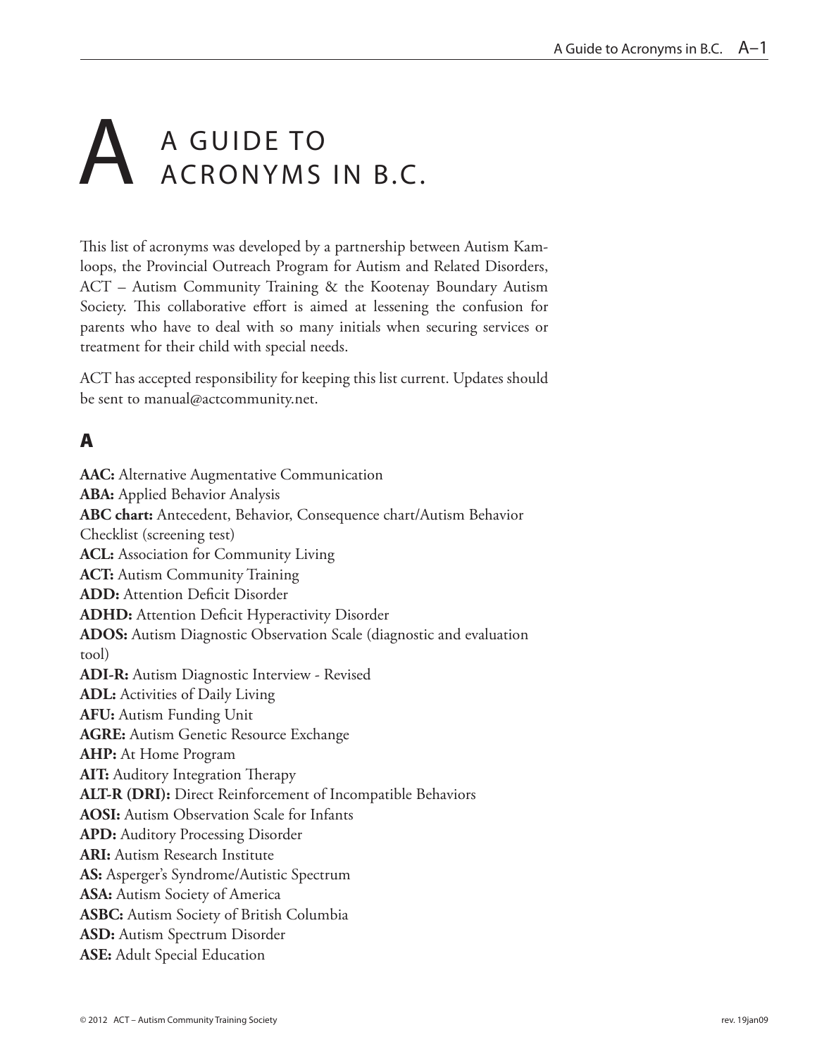# A GUIDE TO ACRONYMS IN B.C.

This list of acronyms was developed by a partnership between Autism Kamloops, the Provincial Outreach Program for Autism and Related Disorders, ACT – Autism Community Training & the Kootenay Boundary Autism Society. This collaborative effort is aimed at lessening the confusion for parents who have to deal with so many initials when securing services or treatment for their child with special needs.

ACT has accepted responsibility for keeping this list current. Updates should be sent to manual@actcommunity.net.

## A

**AAC:** Alternative Augmentative Communication
**ABA:** Applied Behavior Analysis
**ABC chart:** Antecedent, Behavior, Consequence chart/Autism Behavior Checklist (screening test)
**ACL:** Association for Community Living
**ACT:** Autism Community Training
**ADD:** Attention Deficit Disorder
**ADHD:** Attention Deficit Hyperactivity Disorder
**ADOS:** Autism Diagnostic Observation Scale (diagnostic and evaluation tool)
**ADI-R:** Autism Diagnostic Interview - Revised
**ADL:** Activities of Daily Living
**AFU:** Autism Funding Unit
**AGRE:** Autism Genetic Resource Exchange
**AHP:** At Home Program
**AIT:** Auditory Integration Therapy
**ALT-R (DRI):** Direct Reinforcement of Incompatible Behaviors
**AOSI:** Autism Observation Scale for Infants
**APD:** Auditory Processing Disorder
**ARI:** Autism Research Institute
**AS:** Asperger's Syndrome/Autistic Spectrum
**ASA:** Autism Society of America
**ASBC:** Autism Society of British Columbia
**ASD:** Autism Spectrum Disorder
**ASE:** Adult Special Education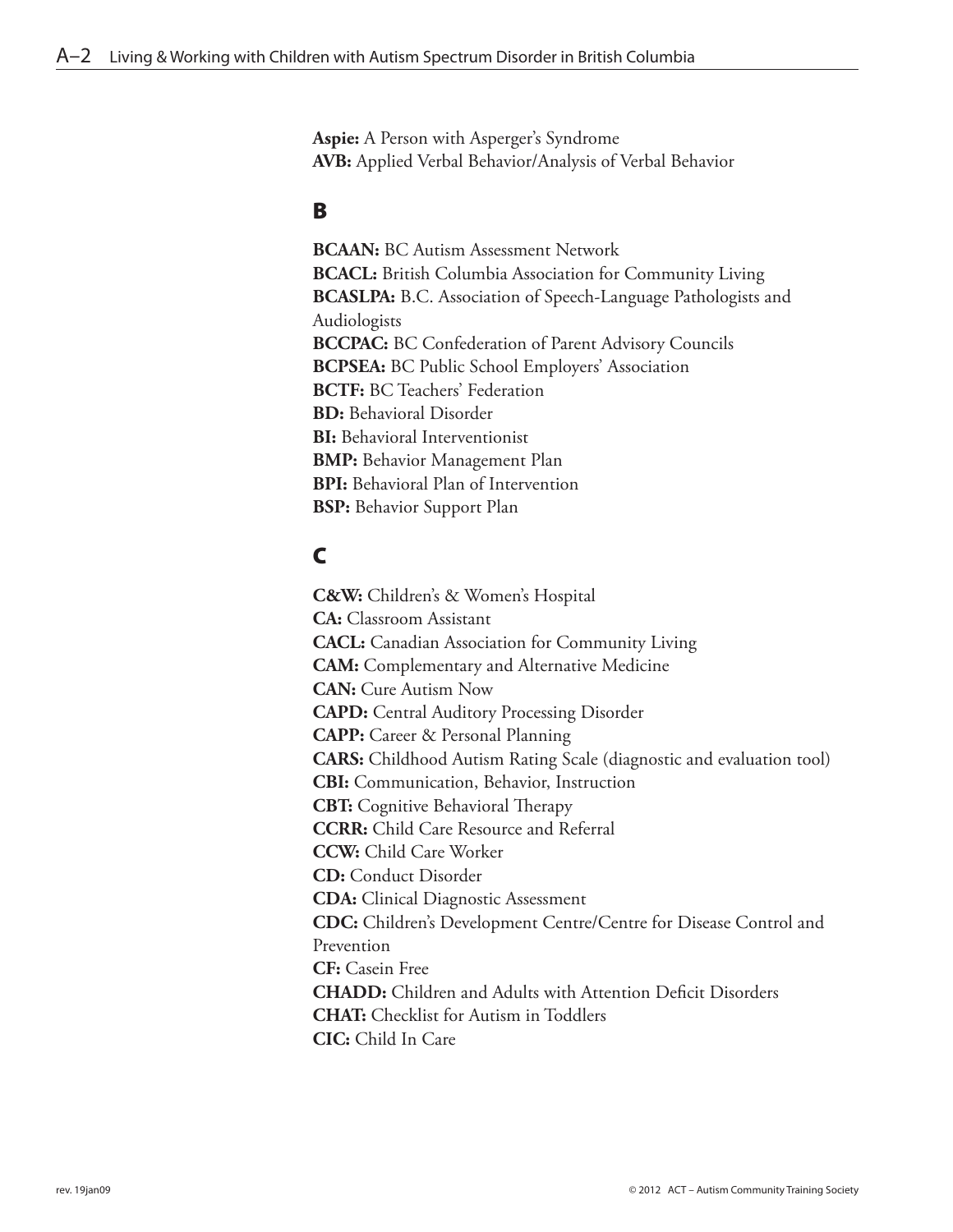**Aspie:** A Person with Asperger's Syndrome
**AVB:** Applied Verbal Behavior/Analysis of Verbal Behavior

## B

**BCAAN:** BC Autism Assessment Network
**BCACL:** British Columbia Association for Community Living
**BCASLPA:** B.C. Association of Speech-Language Pathologists and Audiologists
**BCCPAC:** BC Confederation of Parent Advisory Councils
**BCPSEA:** BC Public School Employers' Association
**BCTF:** BC Teachers' Federation
**BD:** Behavioral Disorder
**BI:** Behavioral Interventionist
**BMP:** Behavior Management Plan
**BPI:** Behavioral Plan of Intervention
**BSP:** Behavior Support Plan

## C

**C&W:** Children's & Women's Hospital
**CA:** Classroom Assistant
**CACL:** Canadian Association for Community Living
**CAM:** Complementary and Alternative Medicine
**CAN:** Cure Autism Now
**CAPD:** Central Auditory Processing Disorder
**CAPP:** Career & Personal Planning
**CARS:** Childhood Autism Rating Scale (diagnostic and evaluation tool)
**CBI:** Communication, Behavior, Instruction
**CBT:** Cognitive Behavioral Therapy
**CCRR:** Child Care Resource and Referral
**CCW:** Child Care Worker
**CD:** Conduct Disorder
**CDA:** Clinical Diagnostic Assessment
**CDC:** Children's Development Centre/Centre for Disease Control and Prevention
**CF:** Casein Free
**CHADD:** Children and Adults with Attention Deficit Disorders
**CHAT:** Checklist for Autism in Toddlers
**CIC:** Child In Care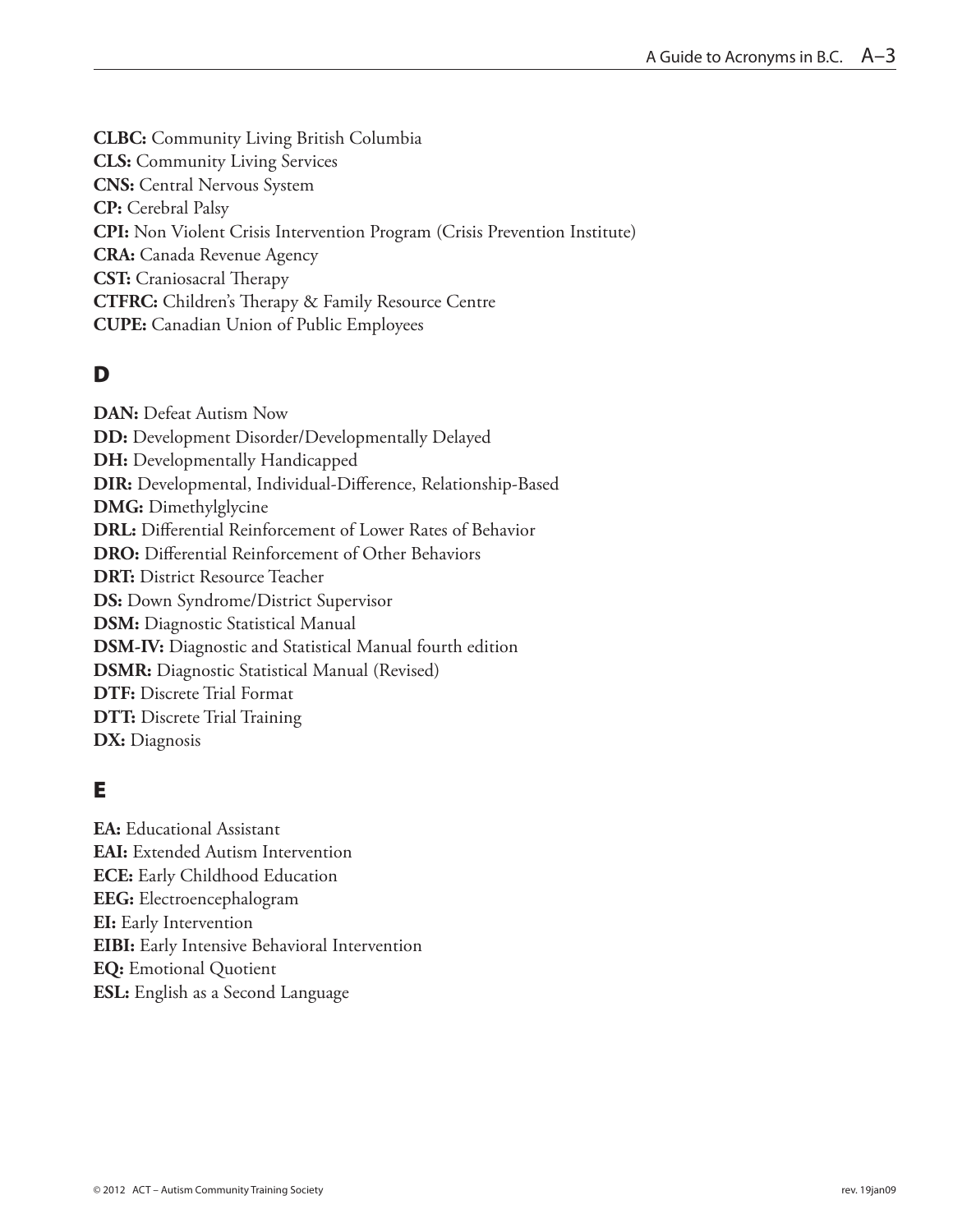**CLBC:** Community Living British Columbia
**CLS:** Community Living Services
**CNS:** Central Nervous System
**CP:** Cerebral Palsy
**CPI:** Non Violent Crisis Intervention Program (Crisis Prevention Institute)
**CRA:** Canada Revenue Agency
**CST:** Craniosacral Therapy
**CTFRC:** Children's Therapy & Family Resource Centre
**CUPE:** Canadian Union of Public Employees

## D

**DAN:** Defeat Autism Now
**DD:** Development Disorder/Developmentally Delayed
**DH:** Developmentally Handicapped
**DIR:** Developmental, Individual-Difference, Relationship-Based
**DMG:** Dimethylglycine
**DRL:** Differential Reinforcement of Lower Rates of Behavior
**DRO:** Differential Reinforcement of Other Behaviors
**DRT:** District Resource Teacher
**DS:** Down Syndrome/District Supervisor
**DSM:** Diagnostic Statistical Manual
**DSM-IV:** Diagnostic and Statistical Manual fourth edition
**DSMR:** Diagnostic Statistical Manual (Revised)
**DTF:** Discrete Trial Format
**DTT:** Discrete Trial Training
**DX:** Diagnosis

## E

**EA:** Educational Assistant
**EAI:** Extended Autism Intervention
**ECE:** Early Childhood Education
**EEG:** Electroencephalogram
**EI:** Early Intervention
**EIBI:** Early Intensive Behavioral Intervention
**EQ:** Emotional Quotient
**ESL:** English as a Second Language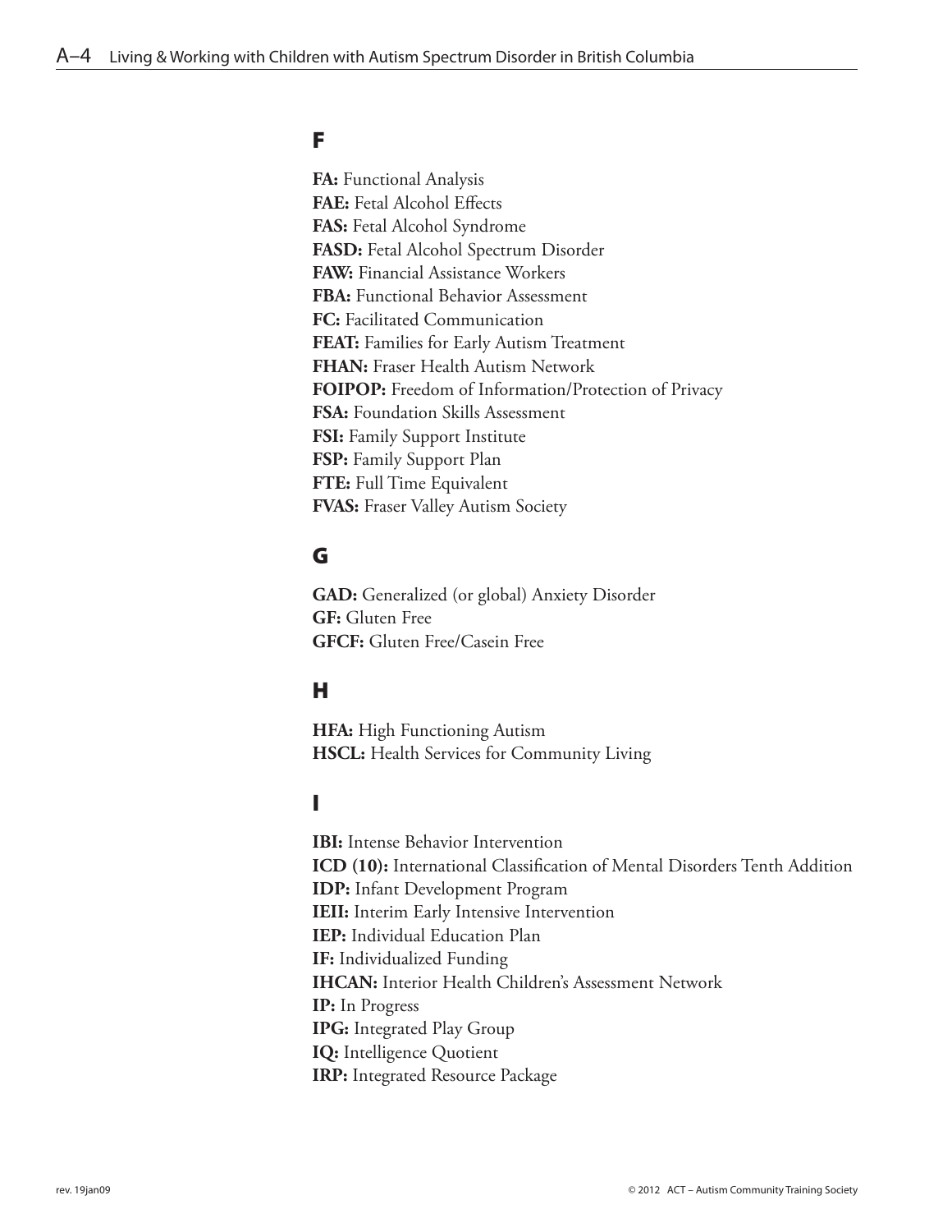## F

**FA:** Functional Analysis
**FAE:** Fetal Alcohol Effects
**FAS:** Fetal Alcohol Syndrome
**FASD:** Fetal Alcohol Spectrum Disorder
**FAW:** Financial Assistance Workers
**FBA:** Functional Behavior Assessment
**FC:** Facilitated Communication
**FEAT:** Families for Early Autism Treatment
**FHAN:** Fraser Health Autism Network
**FOIPOP:** Freedom of Information/Protection of Privacy
**FSA:** Foundation Skills Assessment
**FSI:** Family Support Institute
**FSP:** Family Support Plan
**FTE:** Full Time Equivalent
**FVAS:** Fraser Valley Autism Society

## G

**GAD:** Generalized (or global) Anxiety Disorder
**GF:** Gluten Free
**GFCF:** Gluten Free/Casein Free

## H

**HFA:** High Functioning Autism
**HSCL:** Health Services for Community Living

## I

**IBI:** Intense Behavior Intervention
**ICD (10):** International Classification of Mental Disorders Tenth Addition
**IDP:** Infant Development Program
**IEII:** Interim Early Intensive Intervention
**IEP:** Individual Education Plan
**IF:** Individualized Funding
**IHCAN:** Interior Health Children's Assessment Network
**IP:** In Progress
**IPG:** Integrated Play Group
**IQ:** Intelligence Quotient
**IRP:** Integrated Resource Package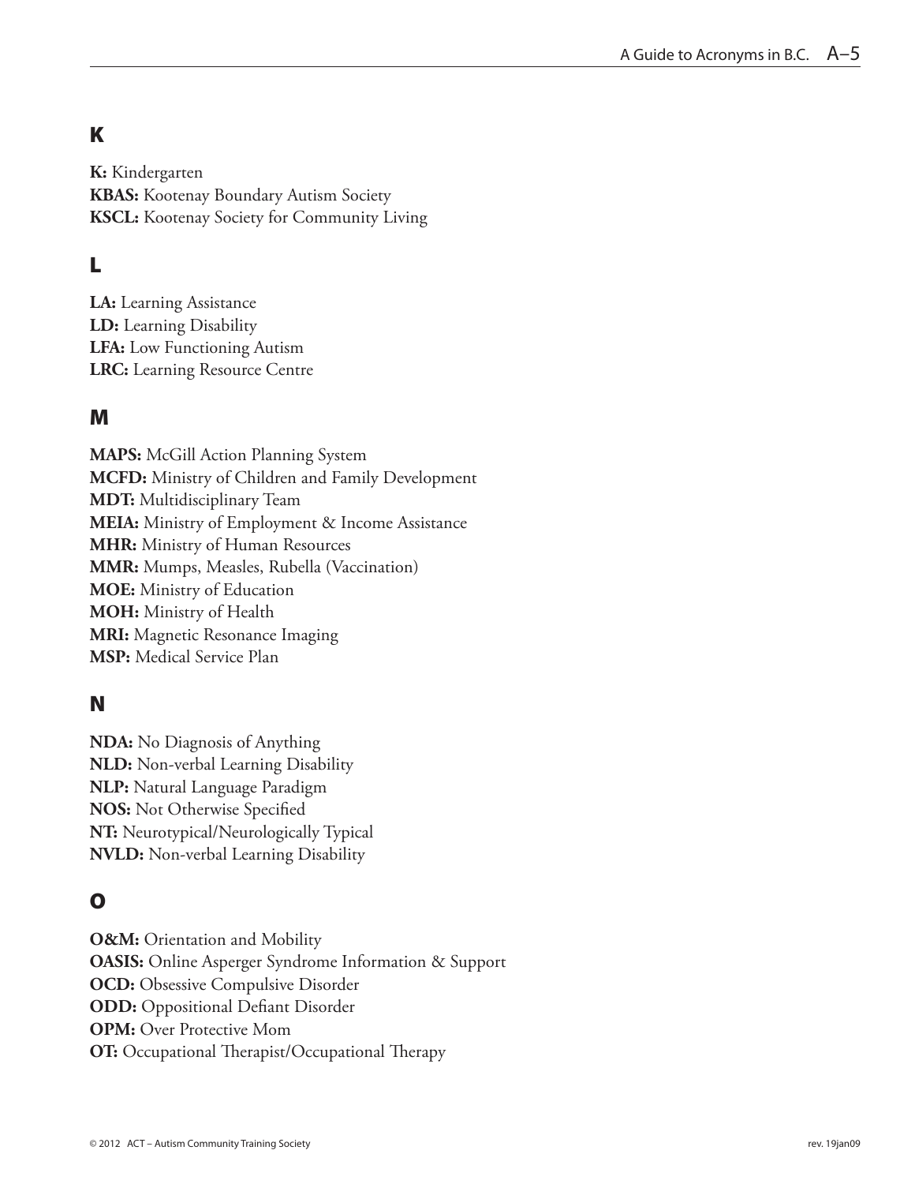## K

**K:** Kindergarten
**KBAS:** Kootenay Boundary Autism Society
**KSCL:** Kootenay Society for Community Living

## L

**LA:** Learning Assistance
**LD:** Learning Disability
**LFA:** Low Functioning Autism
**LRC:** Learning Resource Centre

## M

**MAPS:** McGill Action Planning System
**MCFD:** Ministry of Children and Family Development
**MDT:** Multidisciplinary Team
**MEIA:** Ministry of Employment & Income Assistance
**MHR:** Ministry of Human Resources
**MMR:** Mumps, Measles, Rubella (Vaccination)
**MOE:** Ministry of Education
**MOH:** Ministry of Health
**MRI:** Magnetic Resonance Imaging
**MSP:** Medical Service Plan

## N

**NDA:** No Diagnosis of Anything
**NLD:** Non-verbal Learning Disability
**NLP:** Natural Language Paradigm
**NOS:** Not Otherwise Specified
**NT:** Neurotypical/Neurologically Typical
**NVLD:** Non-verbal Learning Disability

## O

**O&M:** Orientation and Mobility
**OASIS:** Online Asperger Syndrome Information & Support
**OCD:** Obsessive Compulsive Disorder
**ODD:** Oppositional Defiant Disorder
**OPM:** Over Protective Mom
**OT:** Occupational Therapist/Occupational Therapy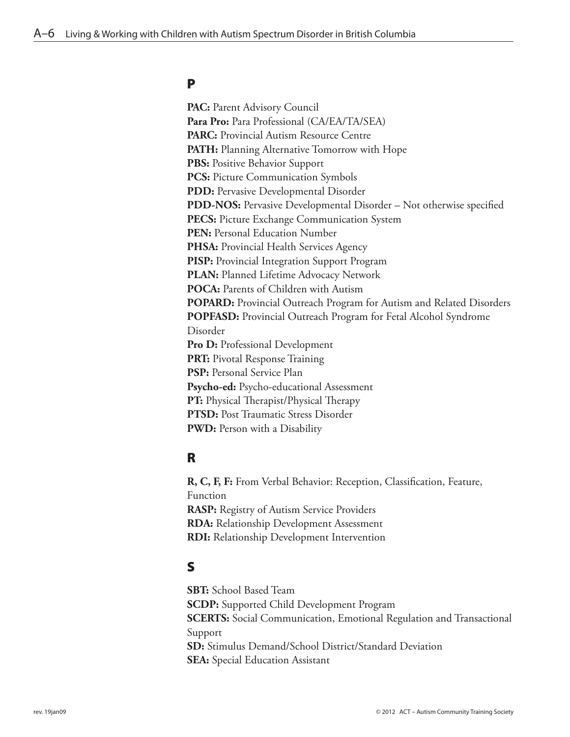## P

**PAC:** Parent Advisory Council  
**Para Pro:** Para Professional (CA/EA/TA/SEA)  
**PARC:** Provincial Autism Resource Centre  
**PATH:** Planning Alternative Tomorrow with Hope  
**PBS:** Positive Behavior Support  
**PCS:** Picture Communication Symbols  
**PDD:** Pervasive Developmental Disorder  
**PDD-NOS:** Pervasive Developmental Disorder – Not otherwise specified  
**PECS:** Picture Exchange Communication System  
**PEN:** Personal Education Number  
**PHSA:** Provincial Health Services Agency  
**PISP:** Provincial Integration Support Program  
**PLAN:** Planned Lifetime Advocacy Network  
**POCA:** Parents of Children with Autism  
**POPARD:** Provincial Outreach Program for Autism and Related Disorders  
**POPFASD:** Provincial Outreach Program for Fetal Alcohol Syndrome Disorder  
**Pro D:** Professional Development  
**PRT:** Pivotal Response Training  
**PSP:** Personal Service Plan  
**Psycho-ed:** Psycho-educational Assessment  
**PT:** Physical Therapist/Physical Therapy  
**PTSD:** Post Traumatic Stress Disorder  
**PWD:** Person with a Disability

## R

**R, C, F, F:** From Verbal Behavior: Reception, Classification, Feature, Function  
**RASP:** Registry of Autism Service Providers  
**RDA:** Relationship Development Assessment  
**RDI:** Relationship Development Intervention

## S

**SBT:** School Based Team  
**SCDP:** Supported Child Development Program  
**SCERTS:** Social Communication, Emotional Regulation and Transactional Support  
**SD:** Stimulus Demand/School District/Standard Deviation  
**SEA:** Special Education Assistant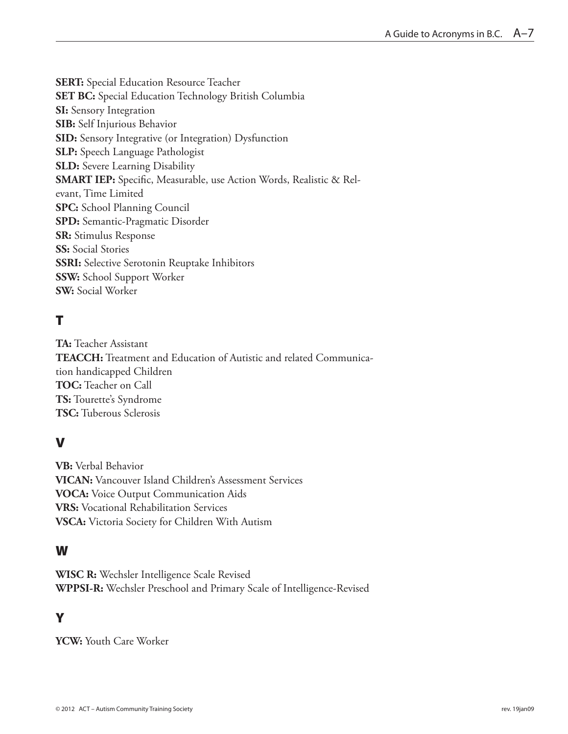**SERT:** Special Education Resource Teacher
**SET BC:** Special Education Technology British Columbia
**SI:** Sensory Integration
**SIB:** Self Injurious Behavior
**SID:** Sensory Integrative (or Integration) Dysfunction
**SLP:** Speech Language Pathologist
**SLD:** Severe Learning Disability
**SMART IEP:** Specific, Measurable, use Action Words, Realistic & Relevant, Time Limited
**SPC:** School Planning Council
**SPD:** Semantic-Pragmatic Disorder
**SR:** Stimulus Response
**SS:** Social Stories
**SSRI:** Selective Serotonin Reuptake Inhibitors
**SSW:** School Support Worker
**SW:** Social Worker

## T

**TA:** Teacher Assistant
**TEACCH:** Treatment and Education of Autistic and related Communication handicapped Children
**TOC:** Teacher on Call
**TS:** Tourette's Syndrome
**TSC:** Tuberous Sclerosis

## V

**VB:** Verbal Behavior
**VICAN:** Vancouver Island Children's Assessment Services
**VOCA:** Voice Output Communication Aids
**VRS:** Vocational Rehabilitation Services
**VSCA:** Victoria Society for Children With Autism

## W

**WISC R:** Wechsler Intelligence Scale Revised
**WPPSI-R:** Wechsler Preschool and Primary Scale of Intelligence-Revised

## Y

**YCW:** Youth Care Worker